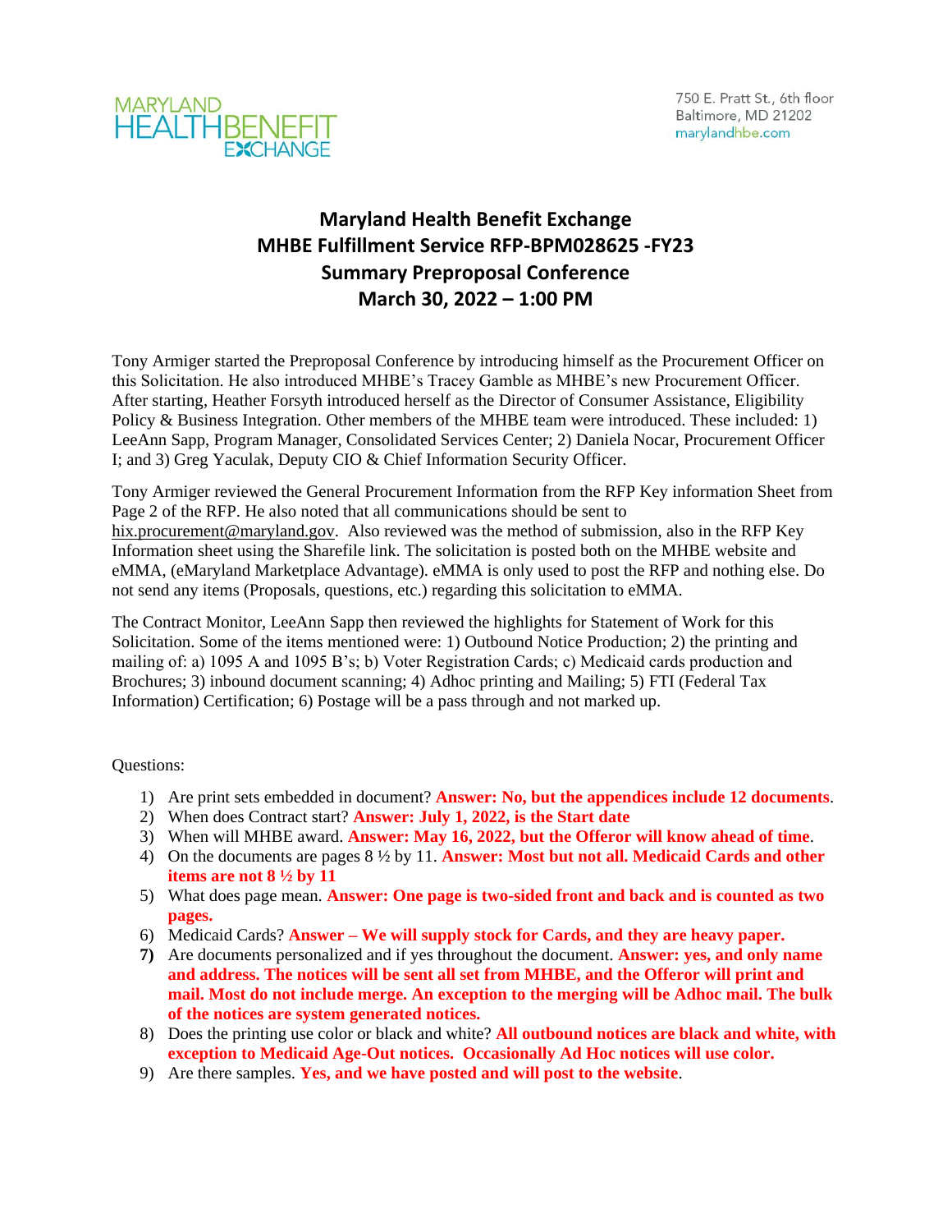MARYLAND HEALTH BENEFIT EXCHANGE

750 E. Pratt St., 6th floor
Baltimore, MD 21202
marylandhbe.com

# Maryland Health Benefit Exchange
# MHBE Fulfillment Service RFP-BPM028625 -FY23
# Summary Preproposal Conference
# March 30, 2022 – 1:00 PM

Tony Armiger started the Preproposal Conference by introducing himself as the Procurement Officer on this Solicitation. He also introduced MHBE's Tracey Gamble as MHBE's new Procurement Officer. After starting, Heather Forsyth introduced herself as the Director of Consumer Assistance, Eligibility Policy & Business Integration. Other members of the MHBE team were introduced. These included: 1) LeeAnn Sapp, Program Manager, Consolidated Services Center; 2) Daniela Nocar, Procurement Officer I; and 3) Greg Yaculak, Deputy CIO & Chief Information Security Officer.

Tony Armiger reviewed the General Procurement Information from the RFP Key information Sheet from Page 2 of the RFP. He also noted that all communications should be sent to hix.procurement@maryland.gov. Also reviewed was the method of submission, also in the RFP Key Information sheet using the Sharefile link. The solicitation is posted both on the MHBE website and eMMA, (eMaryland Marketplace Advantage). eMMA is only used to post the RFP and nothing else. Do not send any items (Proposals, questions, etc.) regarding this solicitation to eMMA.

The Contract Monitor, LeeAnn Sapp then reviewed the highlights for Statement of Work for this Solicitation. Some of the items mentioned were: 1) Outbound Notice Production; 2) the printing and mailing of: a) 1095 A and 1095 B's; b) Voter Registration Cards; c) Medicaid cards production and Brochures; 3) inbound document scanning; 4) Adhoc printing and Mailing; 5) FTI (Federal Tax Information) Certification; 6) Postage will be a pass through and not marked up.

Questions:

1) Are print sets embedded in document? **Answer: No, but the appendices include 12 documents**.
2) When does Contract start? **Answer: July 1, 2022, is the Start date**
3) When will MHBE award. **Answer: May 16, 2022, but the Offeror will know ahead of time**.
4) On the documents are pages 8 ½ by 11. **Answer: Most but not all. Medicaid Cards and other items are not 8 ½ by 11**
5) What does page mean. **Answer: One page is two-sided front and back and is counted as two pages.**
6) Medicaid Cards? **Answer – We will supply stock for Cards, and they are heavy paper.**
7) Are documents personalized and if yes throughout the document. **Answer: yes, and only name and address. The notices will be sent all set from MHBE, and the Offeror will print and mail. Most do not include merge. An exception to the merging will be Adhoc mail. The bulk of the notices are system generated notices.**
8) Does the printing use color or black and white? **All outbound notices are black and white, with exception to Medicaid Age-Out notices. Occasionally Ad Hoc notices will use color.**
9) Are there samples. **Yes, and we have posted and will post to the website**.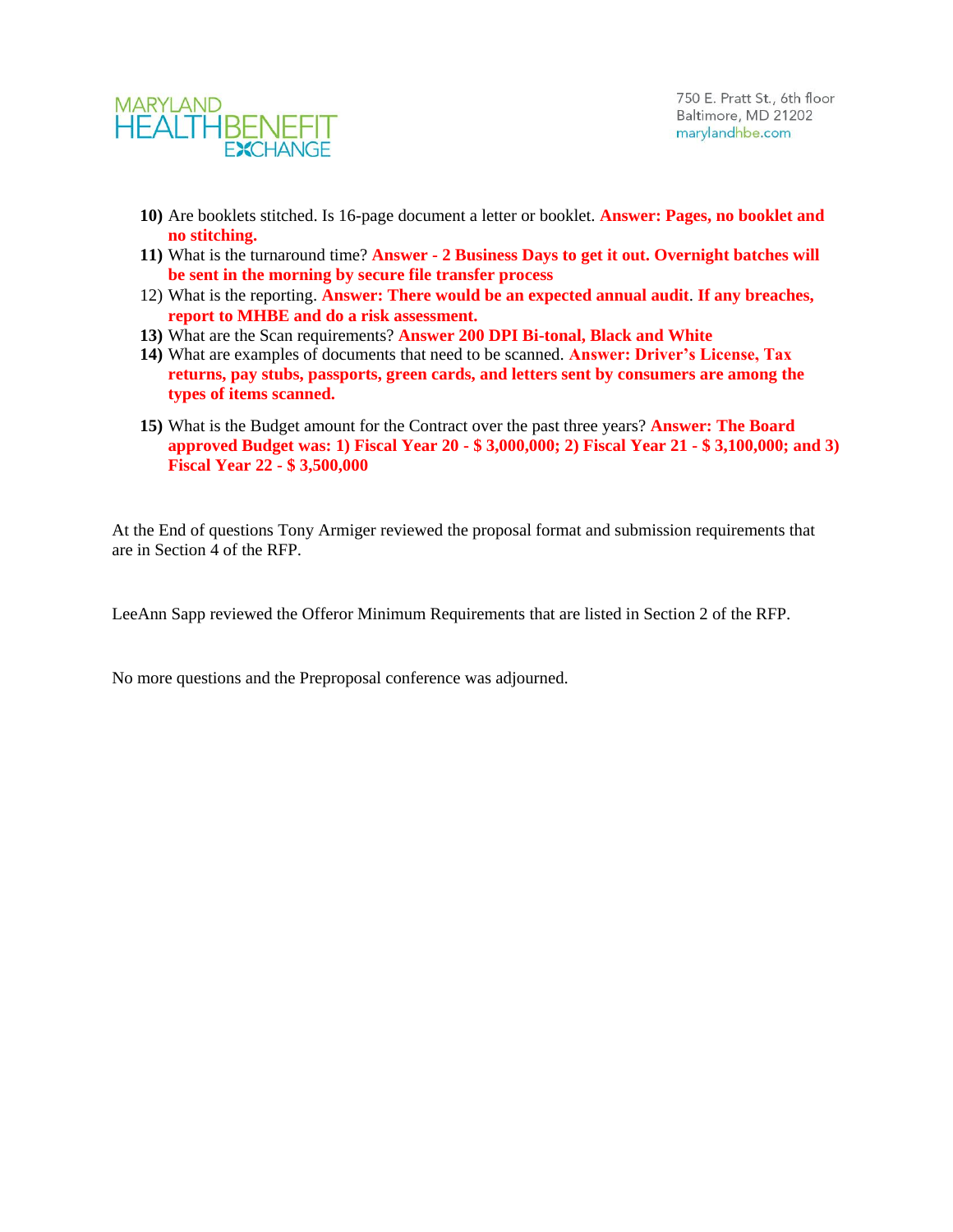10) Are booklets stitched. Is 16-page document a letter or booklet. **Answer: Pages, no booklet and no stitching.**

11) What is the turnaround time? **Answer - 2 Business Days to get it out. Overnight batches will be sent in the morning by secure file transfer process**

12) What is the reporting. **Answer: There would be an expected annual audit. If any breaches, report to MHBE and do a risk assessment.**

13) What are the Scan requirements? **Answer 200 DPI Bi-tonal, Black and White**

14) What are examples of documents that need to be scanned. **Answer: Driver's License, Tax returns, pay stubs, passports, green cards, and letters sent by consumers are among the types of items scanned.**

15) What is the Budget amount for the Contract over the past three years? **Answer: The Board approved Budget was: 1) Fiscal Year 20 - $ 3,000,000; 2) Fiscal Year 21 - $ 3,100,000; and 3) Fiscal Year 22 - $ 3,500,000**

At the End of questions Tony Armiger reviewed the proposal format and submission requirements that are in Section 4 of the RFP.

LeeAnn Sapp reviewed the Offeror Minimum Requirements that are listed in Section 2 of the RFP.

No more questions and the Preproposal conference was adjourned.